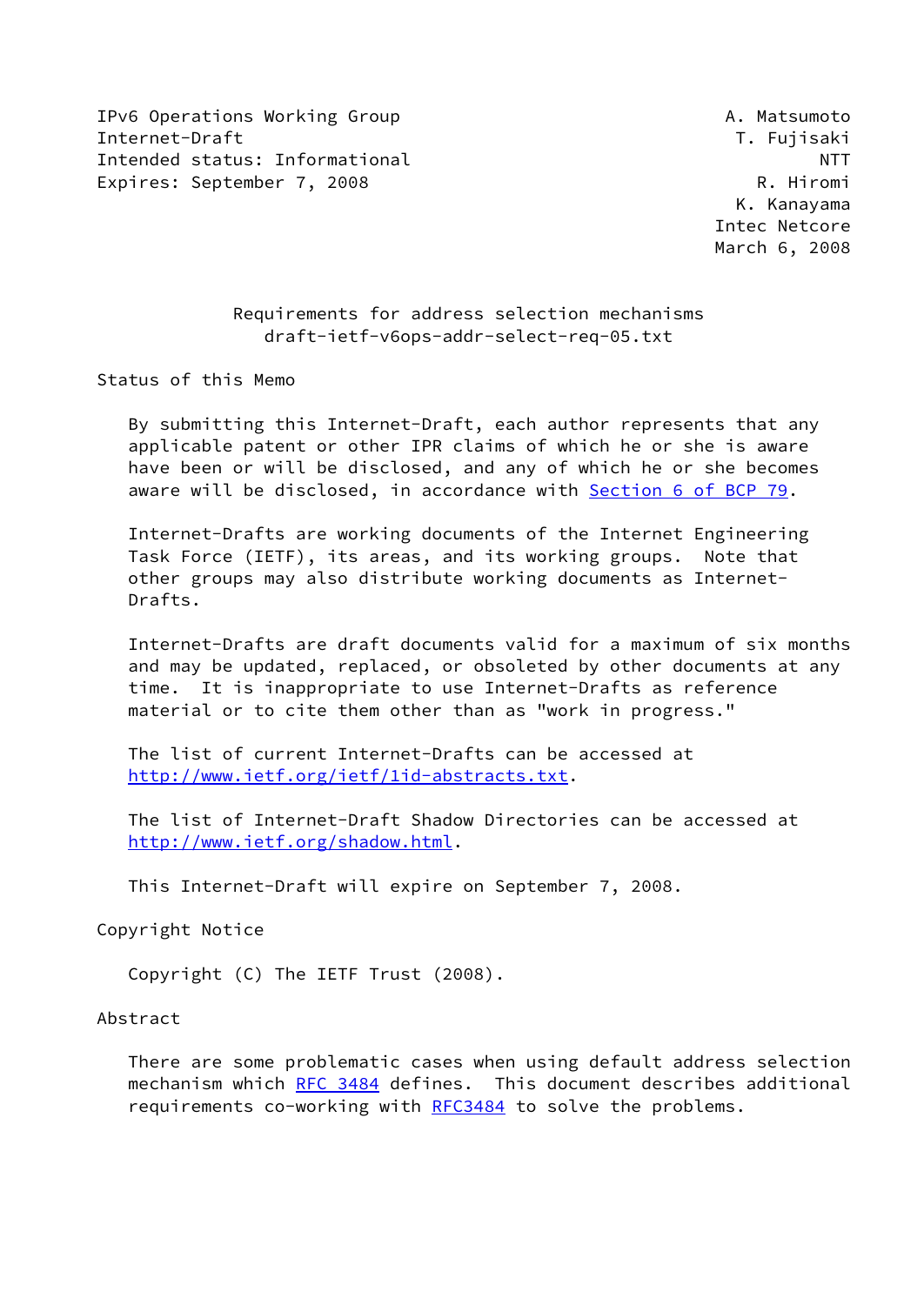IPv6 Operations Working Group A. Matsumoto
Internet-Draft T. Fujisaki
Intended status: Informational NTT
Expires: September 7, 2008 R. Hiromi
K. Kanayama
Intec Netcore
March 6, 2008

# Requirements for address selection mechanisms
## draft-ietf-v6ops-addr-select-req-05.txt

## Status of this Memo

By submitting this Internet-Draft, each author represents that any applicable patent or other IPR claims of which he or she is aware have been or will be disclosed, and any of which he or she becomes aware will be disclosed, in accordance with Section 6 of BCP 79.

Internet-Drafts are working documents of the Internet Engineering Task Force (IETF), its areas, and its working groups. Note that other groups may also distribute working documents as Internet-Drafts.

Internet-Drafts are draft documents valid for a maximum of six months and may be updated, replaced, or obsoleted by other documents at any time. It is inappropriate to use Internet-Drafts as reference material or to cite them other than as "work in progress."

The list of current Internet-Drafts can be accessed at http://www.ietf.org/ietf/1id-abstracts.txt.

The list of Internet-Draft Shadow Directories can be accessed at http://www.ietf.org/shadow.html.

This Internet-Draft will expire on September 7, 2008.

## Copyright Notice

Copyright (C) The IETF Trust (2008).

## Abstract

There are some problematic cases when using default address selection mechanism which RFC 3484 defines. This document describes additional requirements co-working with RFC3484 to solve the problems.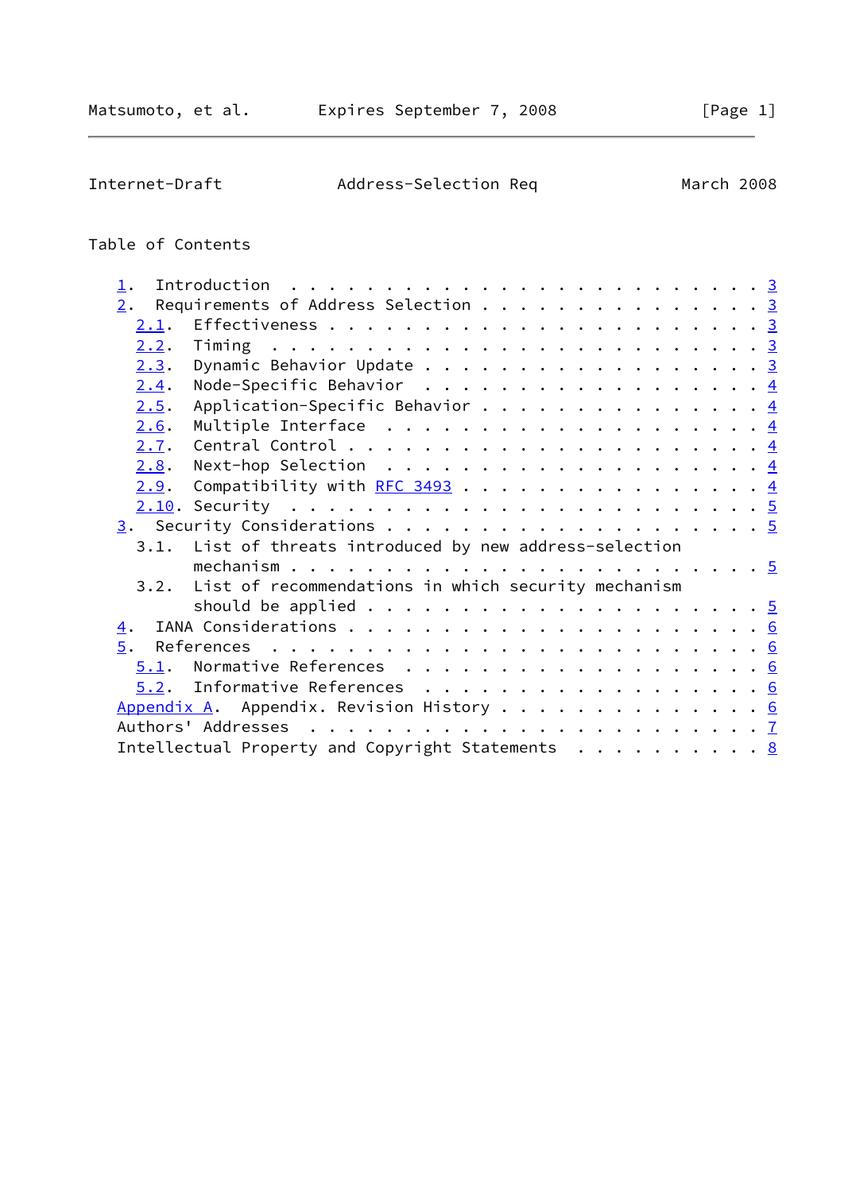## Table of Contents

1. Introduction . . . . . . . . . . . . . . . . . . . . . . . . . 3
2. Requirements of Address Selection . . . . . . . . . . . . . . . 3
   - 2.1. Effectiveness . . . . . . . . . . . . . . . . . . . . . . 3
   - 2.2. Timing . . . . . . . . . . . . . . . . . . . . . . . . . 3
   - 2.3. Dynamic Behavior Update . . . . . . . . . . . . . . . . . 3
   - 2.4. Node-Specific Behavior . . . . . . . . . . . . . . . . . 4
   - 2.5. Application-Specific Behavior . . . . . . . . . . . . . . 4
   - 2.6. Multiple Interface . . . . . . . . . . . . . . . . . . . 4
   - 2.7. Central Control . . . . . . . . . . . . . . . . . . . . . 4
   - 2.8. Next-hop Selection . . . . . . . . . . . . . . . . . . . 4
   - 2.9. Compatibility with RFC 3493 . . . . . . . . . . . . . . . 4
   - 2.10. Security . . . . . . . . . . . . . . . . . . . . . . . . 5
3. Security Considerations . . . . . . . . . . . . . . . . . . . . 5
   - 3.1. List of threats introduced by new address-selection mechanism . . . . . . . . . . . . . . . . . . . . . . . 5
   - 3.2. List of recommendations in which security mechanism should be applied . . . . . . . . . . . . . . . . . . . 5
4. IANA Considerations . . . . . . . . . . . . . . . . . . . . . . 6
5. References . . . . . . . . . . . . . . . . . . . . . . . . . . 6
   - 5.1. Normative References . . . . . . . . . . . . . . . . . . 6
   - 5.2. Informative References . . . . . . . . . . . . . . . . . 6

Appendix A. Appendix. Revision History . . . . . . . . . . . . . . 6

Authors' Addresses . . . . . . . . . . . . . . . . . . . . . . . . 7

Intellectual Property and Copyright Statements . . . . . . . . . . 8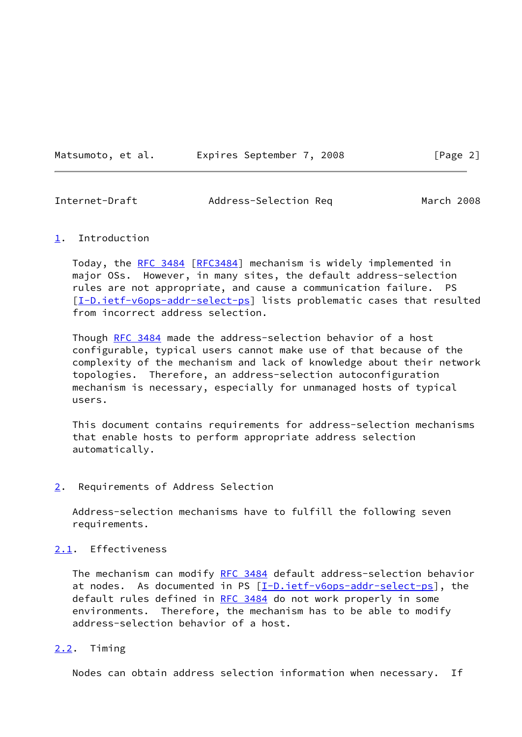## 1. Introduction

Today, the RFC 3484 [RFC3484] mechanism is widely implemented in major OSs. However, in many sites, the default address-selection rules are not appropriate, and cause a communication failure. PS [I-D.ietf-v6ops-addr-select-ps] lists problematic cases that resulted from incorrect address selection.

Though RFC 3484 made the address-selection behavior of a host configurable, typical users cannot make use of that because of the complexity of the mechanism and lack of knowledge about their network topologies. Therefore, an address-selection autoconfiguration mechanism is necessary, especially for unmanaged hosts of typical users.

This document contains requirements for address-selection mechanisms that enable hosts to perform appropriate address selection automatically.

## 2. Requirements of Address Selection

Address-selection mechanisms have to fulfill the following seven requirements.

### 2.1. Effectiveness

The mechanism can modify RFC 3484 default address-selection behavior at nodes. As documented in PS [I-D.ietf-v6ops-addr-select-ps], the default rules defined in RFC 3484 do not work properly in some environments. Therefore, the mechanism has to be able to modify address-selection behavior of a host.

### 2.2. Timing

Nodes can obtain address selection information when necessary. If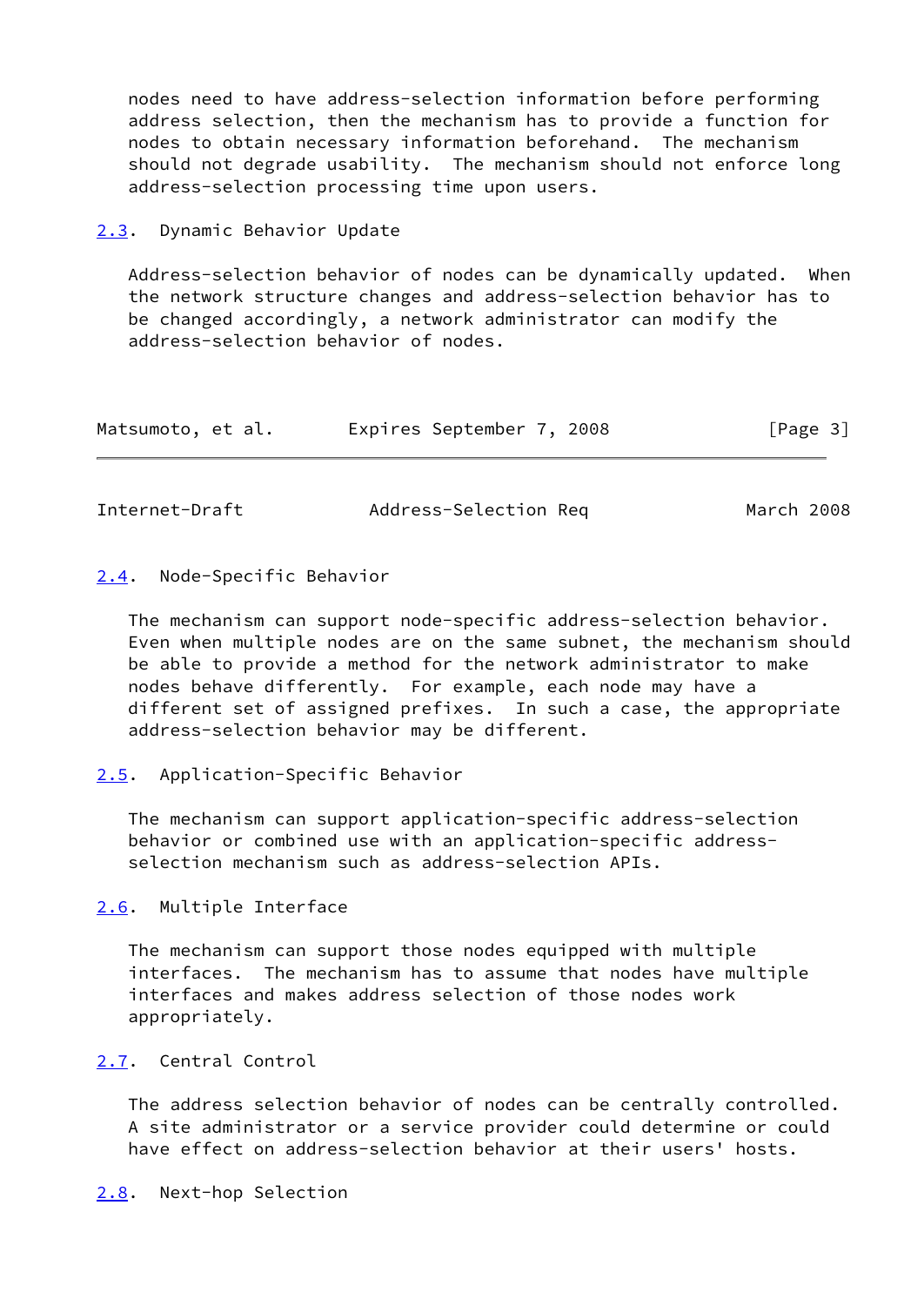nodes need to have address-selection information before performing address selection, then the mechanism has to provide a function for nodes to obtain necessary information beforehand. The mechanism should not degrade usability. The mechanism should not enforce long address-selection processing time upon users.

## 2.3. Dynamic Behavior Update

Address-selection behavior of nodes can be dynamically updated. When the network structure changes and address-selection behavior has to be changed accordingly, a network administrator can modify the address-selection behavior of nodes.

## 2.4. Node-Specific Behavior

The mechanism can support node-specific address-selection behavior. Even when multiple nodes are on the same subnet, the mechanism should be able to provide a method for the network administrator to make nodes behave differently. For example, each node may have a different set of assigned prefixes. In such a case, the appropriate address-selection behavior may be different.

## 2.5. Application-Specific Behavior

The mechanism can support application-specific address-selection behavior or combined use with an application-specific address-selection mechanism such as address-selection APIs.

## 2.6. Multiple Interface

The mechanism can support those nodes equipped with multiple interfaces. The mechanism has to assume that nodes have multiple interfaces and makes address selection of those nodes work appropriately.

## 2.7. Central Control

The address selection behavior of nodes can be centrally controlled. A site administrator or a service provider could determine or could have effect on address-selection behavior at their users' hosts.

## 2.8. Next-hop Selection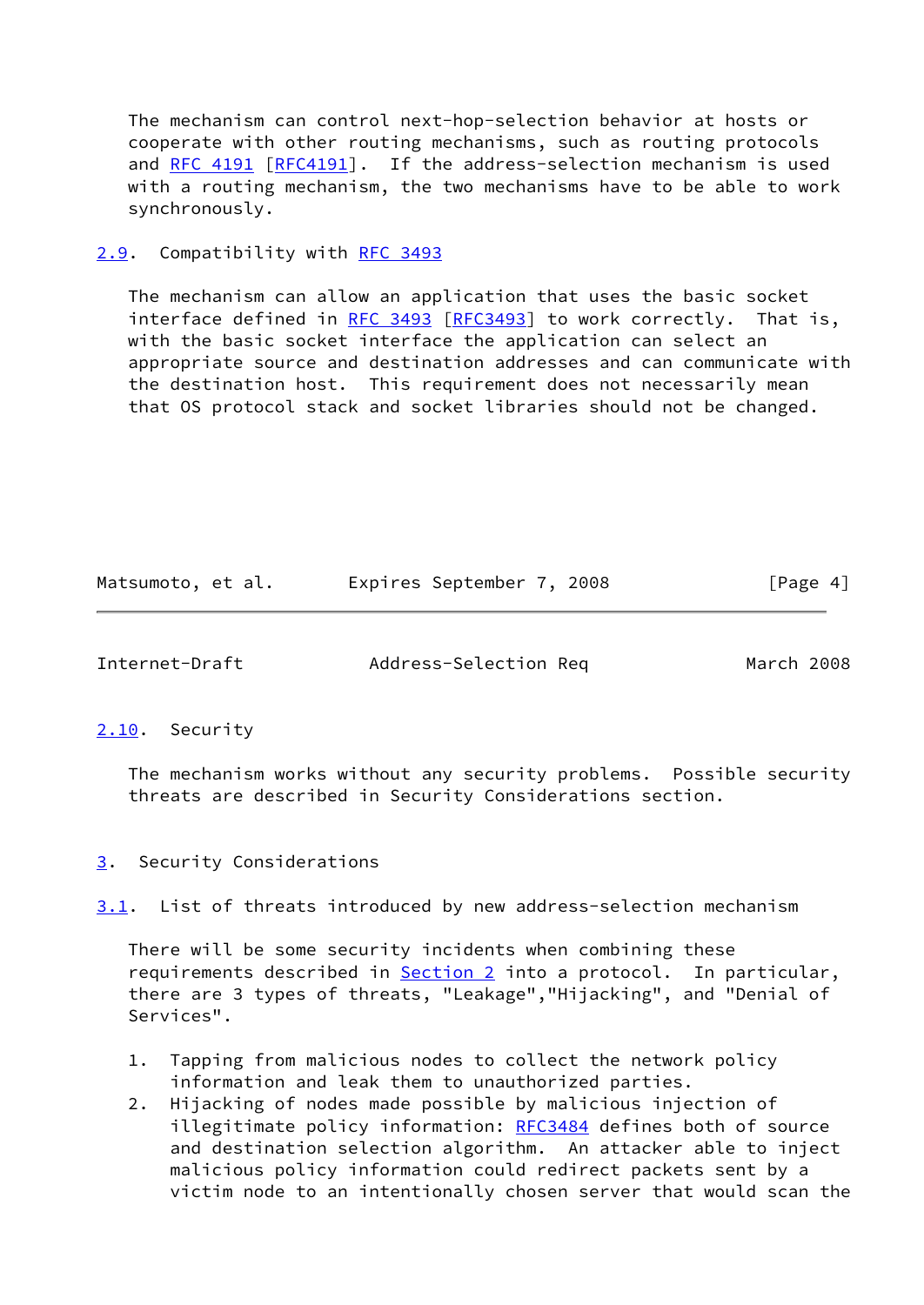The mechanism can control next-hop-selection behavior at hosts or cooperate with other routing mechanisms, such as routing protocols and RFC 4191 [RFC4191]. If the address-selection mechanism is used with a routing mechanism, the two mechanisms have to be able to work synchronously.

### 2.9. Compatibility with RFC 3493

The mechanism can allow an application that uses the basic socket interface defined in RFC 3493 [RFC3493] to work correctly. That is, with the basic socket interface the application can select an appropriate source and destination addresses and can communicate with the destination host. This requirement does not necessarily mean that OS protocol stack and socket libraries should not be changed.

### 2.10. Security

The mechanism works without any security problems. Possible security threats are described in Security Considerations section.

## 3. Security Considerations

### 3.1. List of threats introduced by new address-selection mechanism

There will be some security incidents when combining these requirements described in Section 2 into a protocol. In particular, there are 3 types of threats, "Leakage","Hijacking", and "Denial of Services".

1. Tapping from malicious nodes to collect the network policy information and leak them to unauthorized parties.
2. Hijacking of nodes made possible by malicious injection of illegitimate policy information: RFC3484 defines both of source and destination selection algorithm. An attacker able to inject malicious policy information could redirect packets sent by a victim node to an intentionally chosen server that would scan the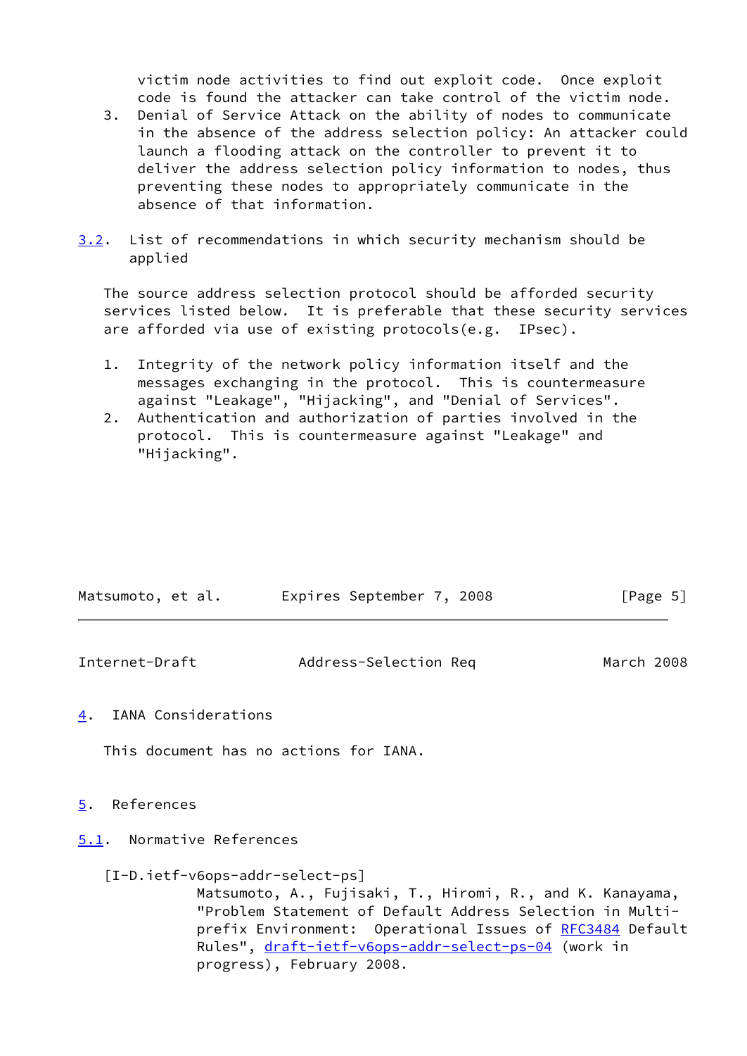victim node activities to find out exploit code. Once exploit code is found the attacker can take control of the victim node.

3. Denial of Service Attack on the ability of nodes to communicate in the absence of the address selection policy: An attacker could launch a flooding attack on the controller to prevent it to deliver the address selection policy information to nodes, thus preventing these nodes to appropriately communicate in the absence of that information.

### 3.2. List of recommendations in which security mechanism should be applied

The source address selection protocol should be afforded security services listed below. It is preferable that these security services are afforded via use of existing protocols(e.g. IPsec).

1. Integrity of the network policy information itself and the messages exchanging in the protocol. This is countermeasure against "Leakage", "Hijacking", and "Denial of Services".
2. Authentication and authorization of parties involved in the protocol. This is countermeasure against "Leakage" and "Hijacking".

## 4. IANA Considerations

This document has no actions for IANA.

## 5. References

### 5.1. Normative References

[I-D.ietf-v6ops-addr-select-ps]
Matsumoto, A., Fujisaki, T., Hiromi, R., and K. Kanayama, "Problem Statement of Default Address Selection in Multi-prefix Environment: Operational Issues of RFC3484 Default Rules", draft-ietf-v6ops-addr-select-ps-04 (work in progress), February 2008.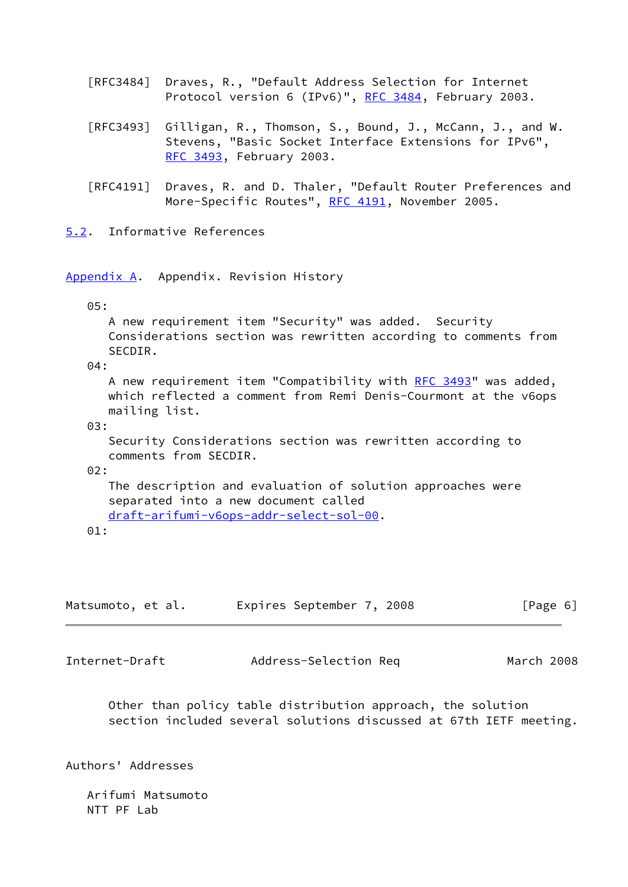[RFC3484] Draves, R., "Default Address Selection for Internet Protocol version 6 (IPv6)", RFC 3484, February 2003.

[RFC3493] Gilligan, R., Thomson, S., Bound, J., McCann, J., and W. Stevens, "Basic Socket Interface Extensions for IPv6", RFC 3493, February 2003.

[RFC4191] Draves, R. and D. Thaler, "Default Router Preferences and More-Specific Routes", RFC 4191, November 2005.

## 5.2. Informative References

# Appendix A. Appendix. Revision History

05:
A new requirement item "Security" was added. Security Considerations section was rewritten according to comments from SECDIR.

04:
A new requirement item "Compatibility with RFC 3493" was added, which reflected a comment from Remi Denis-Courmont at the v6ops mailing list.

03:
Security Considerations section was rewritten according to comments from SECDIR.

02:
The description and evaluation of solution approaches were separated into a new document called draft-arifumi-v6ops-addr-select-sol-00.

01:
Other than policy table distribution approach, the solution section included several solutions discussed at 67th IETF meeting.

# Authors' Addresses

Arifumi Matsumoto
NTT PF Lab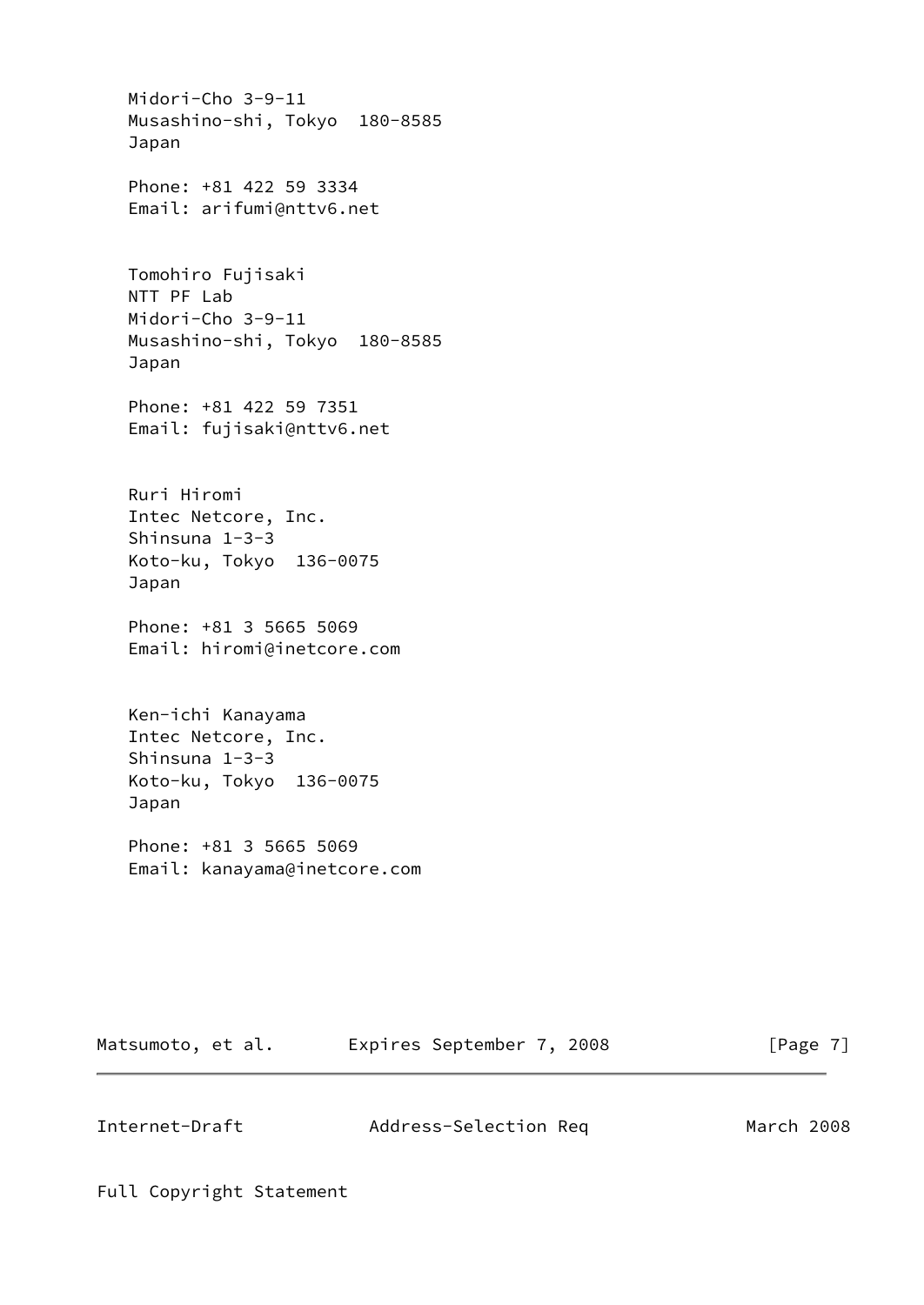Midori-Cho 3-9-11
Musashino-shi, Tokyo  180-8585
Japan

Phone: +81 422 59 3334
Email: arifumi@nttv6.net

Tomohiro Fujisaki
NTT PF Lab
Midori-Cho 3-9-11
Musashino-shi, Tokyo  180-8585
Japan

Phone: +81 422 59 7351
Email: fujisaki@nttv6.net

Ruri Hiromi
Intec Netcore, Inc.
Shinsuna 1-3-3
Koto-ku, Tokyo  136-0075
Japan

Phone: +81 3 5665 5069
Email: hiromi@inetcore.com

Ken-ichi Kanayama
Intec Netcore, Inc.
Shinsuna 1-3-3
Koto-ku, Tokyo  136-0075
Japan

Phone: +81 3 5665 5069
Email: kanayama@inetcore.com

Full Copyright Statement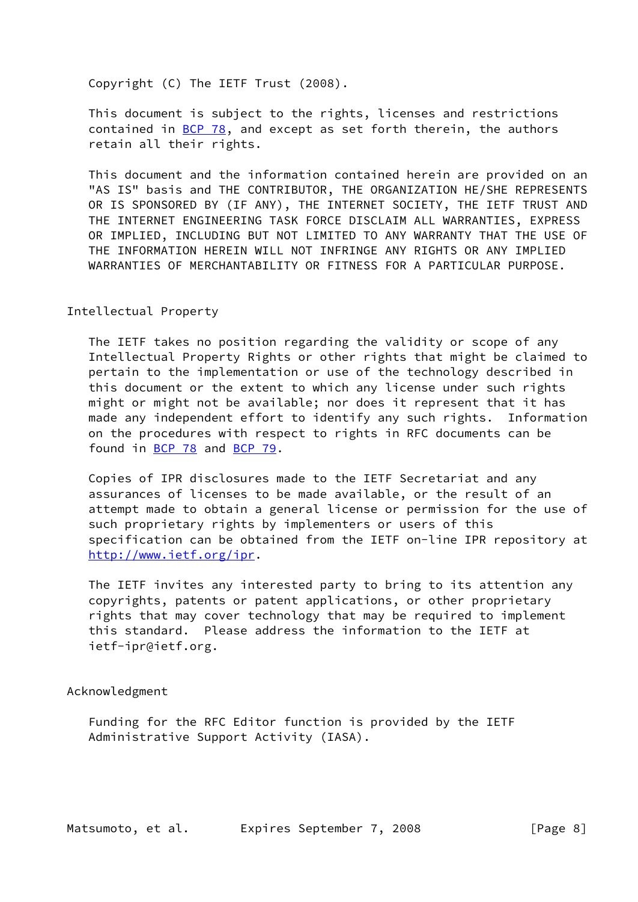Copyright (C) The IETF Trust (2008).

This document is subject to the rights, licenses and restrictions contained in BCP 78, and except as set forth therein, the authors retain all their rights.

This document and the information contained herein are provided on an "AS IS" basis and THE CONTRIBUTOR, THE ORGANIZATION HE/SHE REPRESENTS OR IS SPONSORED BY (IF ANY), THE INTERNET SOCIETY, THE IETF TRUST AND THE INTERNET ENGINEERING TASK FORCE DISCLAIM ALL WARRANTIES, EXPRESS OR IMPLIED, INCLUDING BUT NOT LIMITED TO ANY WARRANTY THAT THE USE OF THE INFORMATION HEREIN WILL NOT INFRINGE ANY RIGHTS OR ANY IMPLIED WARRANTIES OF MERCHANTABILITY OR FITNESS FOR A PARTICULAR PURPOSE.

## Intellectual Property

The IETF takes no position regarding the validity or scope of any Intellectual Property Rights or other rights that might be claimed to pertain to the implementation or use of the technology described in this document or the extent to which any license under such rights might or might not be available; nor does it represent that it has made any independent effort to identify any such rights. Information on the procedures with respect to rights in RFC documents can be found in BCP 78 and BCP 79.

Copies of IPR disclosures made to the IETF Secretariat and any assurances of licenses to be made available, or the result of an attempt made to obtain a general license or permission for the use of such proprietary rights by implementers or users of this specification can be obtained from the IETF on-line IPR repository at http://www.ietf.org/ipr.

The IETF invites any interested party to bring to its attention any copyrights, patents or patent applications, or other proprietary rights that may cover technology that may be required to implement this standard. Please address the information to the IETF at ietf-ipr@ietf.org.

## Acknowledgment

Funding for the RFC Editor function is provided by the IETF Administrative Support Activity (IASA).